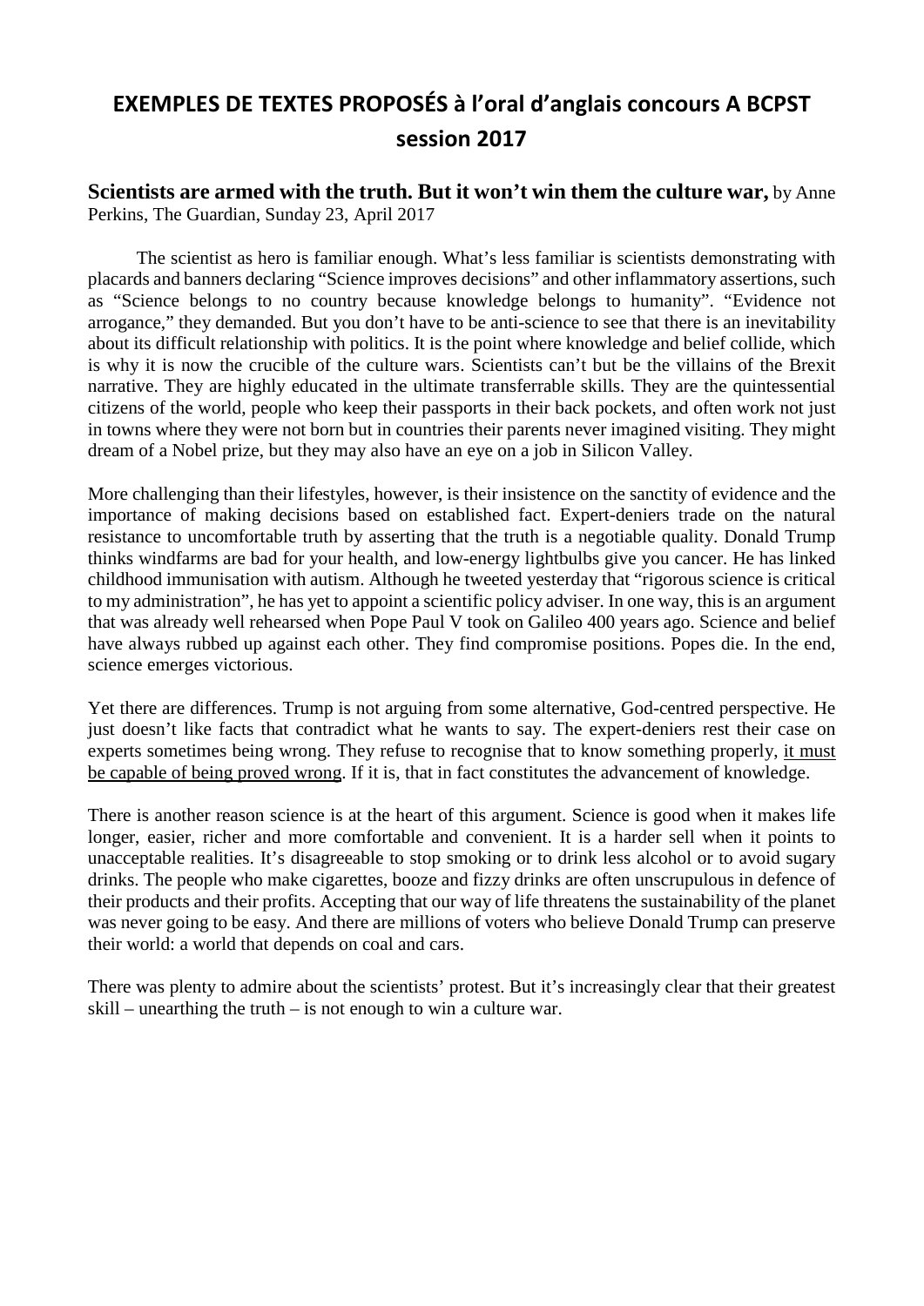# EXEMPLES DE TEXTES PROPOSÉS à l'oral d'anglais concours A BCPST session 2017

**Scientists are armed with the truth. But it won't win them the culture war,** by Anne Perkins, The Guardian, Sunday 23, April 2017

The scientist as hero is familiar enough. What's less familiar is scientists demonstrating with placards and banners declaring "Science improves decisions" and other inflammatory assertions, such as "Science belongs to no country because knowledge belongs to humanity". "Evidence not arrogance," they demanded. But you don't have to be anti-science to see that there is an inevitability about its difficult relationship with politics. It is the point where knowledge and belief collide, which is why it is now the crucible of the culture wars. Scientists can't but be the villains of the Brexit narrative. They are highly educated in the ultimate transferrable skills. They are the quintessential citizens of the world, people who keep their passports in their back pockets, and often work not just in towns where they were not born but in countries their parents never imagined visiting. They might dream of a Nobel prize, but they may also have an eye on a job in Silicon Valley.

More challenging than their lifestyles, however, is their insistence on the sanctity of evidence and the importance of making decisions based on established fact. Expert-deniers trade on the natural resistance to uncomfortable truth by asserting that the truth is a negotiable quality. Donald Trump thinks windfarms are bad for your health, and low-energy lightbulbs give you cancer. He has linked childhood immunisation with autism. Although he tweeted yesterday that "rigorous science is critical to my administration", he has yet to appoint a scientific policy adviser. In one way, this is an argument that was already well rehearsed when Pope Paul V took on Galileo 400 years ago. Science and belief have always rubbed up against each other. They find compromise positions. Popes die. In the end, science emerges victorious.

Yet there are differences. Trump is not arguing from some alternative, God-centred perspective. He just doesn't like facts that contradict what he wants to say. The expert-deniers rest their case on experts sometimes being wrong. They refuse to recognise that to know something properly, <u>it must be capable of being proved wrong</u>. If it is, that in fact constitutes the advancement of knowledge.

There is another reason science is at the heart of this argument. Science is good when it makes life longer, easier, richer and more comfortable and convenient. It is a harder sell when it points to unacceptable realities. It's disagreeable to stop smoking or to drink less alcohol or to avoid sugary drinks. The people who make cigarettes, booze and fizzy drinks are often unscrupulous in defence of their products and their profits. Accepting that our way of life threatens the sustainability of the planet was never going to be easy. And there are millions of voters who believe Donald Trump can preserve their world: a world that depends on coal and cars.

There was plenty to admire about the scientists' protest. But it's increasingly clear that their greatest skill – unearthing the truth – is not enough to win a culture war.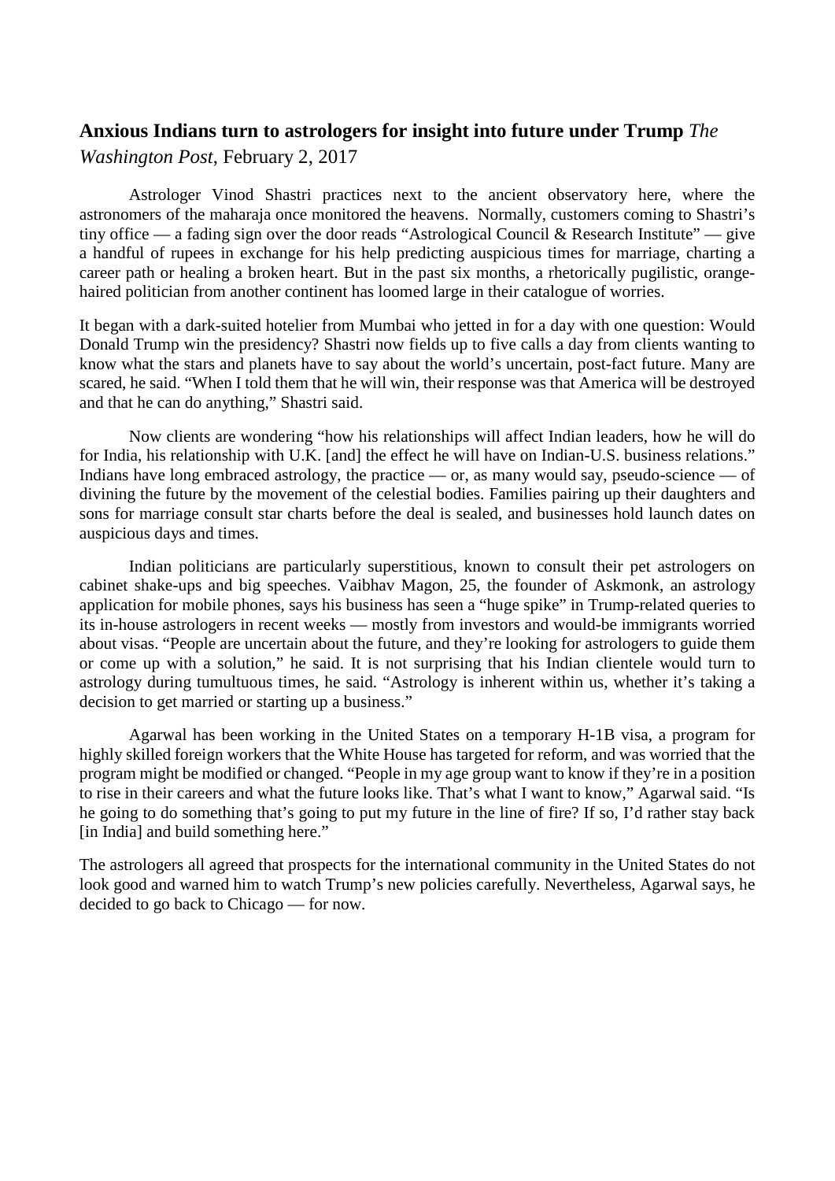**Anxious Indians turn to astrologers for insight into future under Trump** *The Washington Post*, February 2, 2017

Astrologer Vinod Shastri practices next to the ancient observatory here, where the astronomers of the maharaja once monitored the heavens. Normally, customers coming to Shastri's tiny office — a fading sign over the door reads "Astrological Council & Research Institute" — give a handful of rupees in exchange for his help predicting auspicious times for marriage, charting a career path or healing a broken heart. But in the past six months, a rhetorically pugilistic, orange-haired politician from another continent has loomed large in their catalogue of worries.

It began with a dark-suited hotelier from Mumbai who jetted in for a day with one question: Would Donald Trump win the presidency? Shastri now fields up to five calls a day from clients wanting to know what the stars and planets have to say about the world's uncertain, post-fact future. Many are scared, he said. "When I told them that he will win, their response was that America will be destroyed and that he can do anything," Shastri said.

Now clients are wondering "how his relationships will affect Indian leaders, how he will do for India, his relationship with U.K. [and] the effect he will have on Indian-U.S. business relations." Indians have long embraced astrology, the practice — or, as many would say, pseudo-science — of divining the future by the movement of the celestial bodies. Families pairing up their daughters and sons for marriage consult star charts before the deal is sealed, and businesses hold launch dates on auspicious days and times.

Indian politicians are particularly superstitious, known to consult their pet astrologers on cabinet shake-ups and big speeches. Vaibhav Magon, 25, the founder of Askmonk, an astrology application for mobile phones, says his business has seen a "huge spike" in Trump-related queries to its in-house astrologers in recent weeks — mostly from investors and would-be immigrants worried about visas. "People are uncertain about the future, and they're looking for astrologers to guide them or come up with a solution," he said. It is not surprising that his Indian clientele would turn to astrology during tumultuous times, he said. "Astrology is inherent within us, whether it's taking a decision to get married or starting up a business."

Agarwal has been working in the United States on a temporary H-1B visa, a program for highly skilled foreign workers that the White House has targeted for reform, and was worried that the program might be modified or changed. "People in my age group want to know if they're in a position to rise in their careers and what the future looks like. That's what I want to know," Agarwal said. "Is he going to do something that's going to put my future in the line of fire? If so, I'd rather stay back [in India] and build something here."

The astrologers all agreed that prospects for the international community in the United States do not look good and warned him to watch Trump's new policies carefully. Nevertheless, Agarwal says, he decided to go back to Chicago — for now.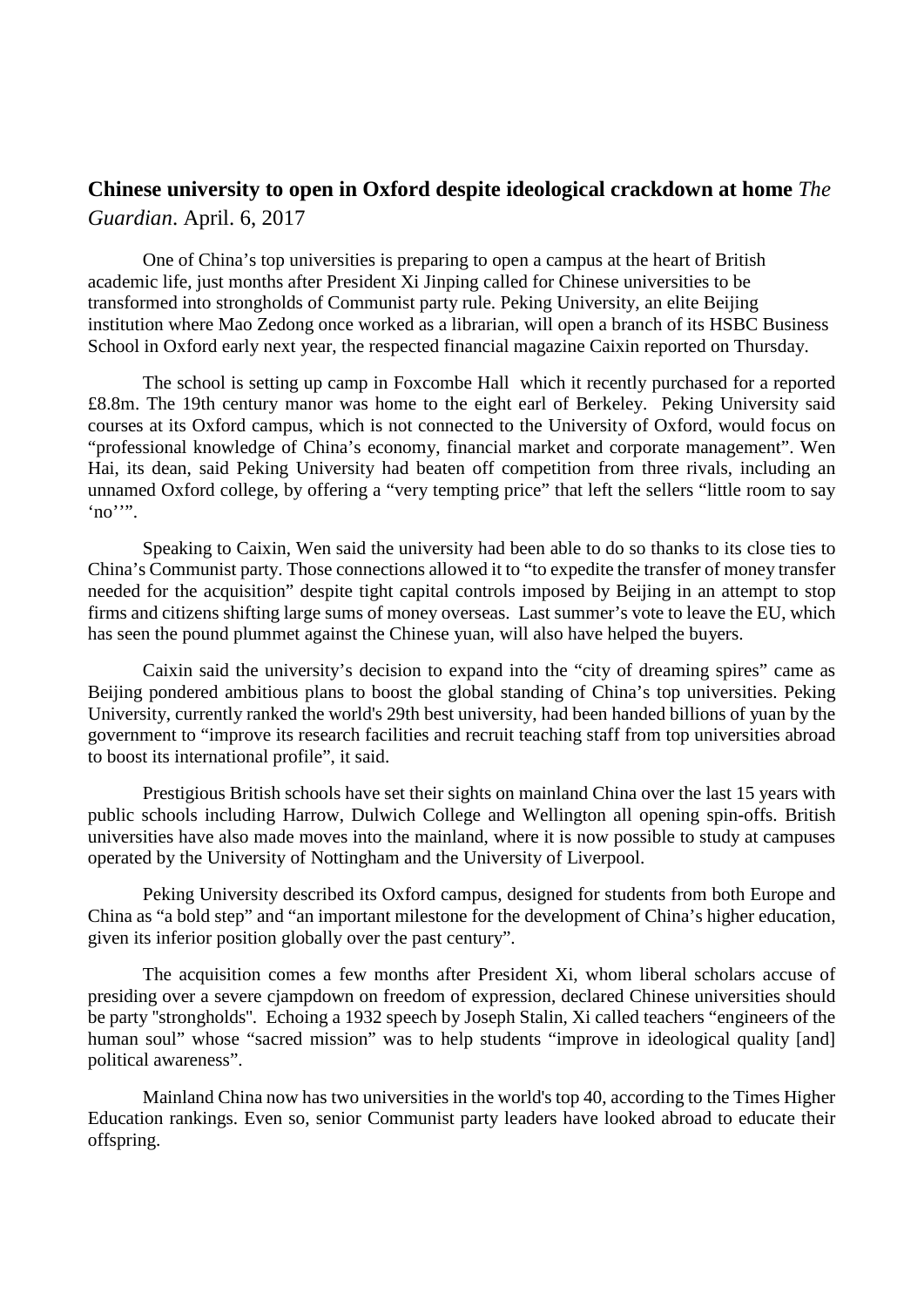**Chinese university to open in Oxford despite ideological crackdown at home** *The Guardian*. April. 6, 2017

One of China's top universities is preparing to open a campus at the heart of British academic life, just months after President Xi Jinping called for Chinese universities to be transformed into strongholds of Communist party rule. Peking University, an elite Beijing institution where Mao Zedong once worked as a librarian, will open a branch of its HSBC Business School in Oxford early next year, the respected financial magazine Caixin reported on Thursday.

The school is setting up camp in Foxcombe Hall which it recently purchased for a reported £8.8m. The 19th century manor was home to the eight earl of Berkeley. Peking University said courses at its Oxford campus, which is not connected to the University of Oxford, would focus on "professional knowledge of China's economy, financial market and corporate management". Wen Hai, its dean, said Peking University had beaten off competition from three rivals, including an unnamed Oxford college, by offering a "very tempting price" that left the sellers "little room to say 'no''".

Speaking to Caixin, Wen said the university had been able to do so thanks to its close ties to China's Communist party. Those connections allowed it to "to expedite the transfer of money transfer needed for the acquisition" despite tight capital controls imposed by Beijing in an attempt to stop firms and citizens shifting large sums of money overseas. Last summer's vote to leave the EU, which has seen the pound plummet against the Chinese yuan, will also have helped the buyers.

Caixin said the university's decision to expand into the "city of dreaming spires" came as Beijing pondered ambitious plans to boost the global standing of China's top universities. Peking University, currently ranked the world's 29th best university, had been handed billions of yuan by the government to "improve its research facilities and recruit teaching staff from top universities abroad to boost its international profile", it said.

Prestigious British schools have set their sights on mainland China over the last 15 years with public schools including Harrow, Dulwich College and Wellington all opening spin-offs. British universities have also made moves into the mainland, where it is now possible to study at campuses operated by the University of Nottingham and the University of Liverpool.

Peking University described its Oxford campus, designed for students from both Europe and China as "a bold step" and "an important milestone for the development of China's higher education, given its inferior position globally over the past century".

The acquisition comes a few months after President Xi, whom liberal scholars accuse of presiding over a severe cjampdown on freedom of expression, declared Chinese universities should be party "strongholds". Echoing a 1932 speech by Joseph Stalin, Xi called teachers "engineers of the human soul" whose "sacred mission" was to help students "improve in ideological quality [and] political awareness".

Mainland China now has two universities in the world's top 40, according to the Times Higher Education rankings. Even so, senior Communist party leaders have looked abroad to educate their offspring.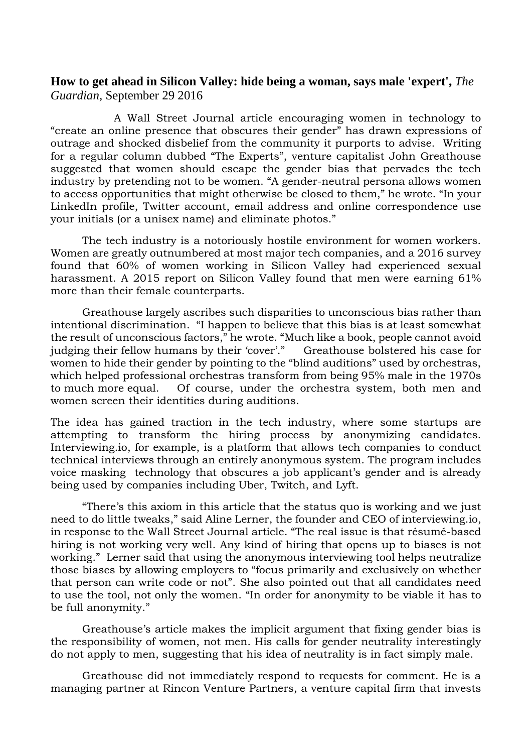**How to get ahead in Silicon Valley: hide being a woman, says male 'expert',** *The Guardian,* September 29 2016

A Wall Street Journal article encouraging women in technology to "create an online presence that obscures their gender" has drawn expressions of outrage and shocked disbelief from the community it purports to advise. Writing for a regular column dubbed "The Experts", venture capitalist John Greathouse suggested that women should escape the gender bias that pervades the tech industry by pretending not to be women. "A gender-neutral persona allows women to access opportunities that might otherwise be closed to them," he wrote. "In your LinkedIn profile, Twitter account, email address and online correspondence use your initials (or a unisex name) and eliminate photos."

The tech industry is a notoriously hostile environment for women workers. Women are greatly outnumbered at most major tech companies, and a 2016 survey found that 60% of women working in Silicon Valley had experienced sexual harassment. A 2015 report on Silicon Valley found that men were earning 61% more than their female counterparts.

Greathouse largely ascribes such disparities to unconscious bias rather than intentional discrimination. "I happen to believe that this bias is at least somewhat the result of unconscious factors," he wrote. "Much like a book, people cannot avoid judging their fellow humans by their 'cover'." Greathouse bolstered his case for women to hide their gender by pointing to the "blind auditions" used by orchestras, which helped professional orchestras transform from being 95% male in the 1970s to much more equal. Of course, under the orchestra system, both men and women screen their identities during auditions.

The idea has gained traction in the tech industry, where some startups are attempting to transform the hiring process by anonymizing candidates. Interviewing.io, for example, is a platform that allows tech companies to conduct technical interviews through an entirely anonymous system. The program includes voice masking technology that obscures a job applicant's gender and is already being used by companies including Uber, Twitch, and Lyft.

"There's this axiom in this article that the status quo is working and we just need to do little tweaks," said Aline Lerner, the founder and CEO of interviewing.io, in response to the Wall Street Journal article. "The real issue is that résumé-based hiring is not working very well. Any kind of hiring that opens up to biases is not working." Lerner said that using the anonymous interviewing tool helps neutralize those biases by allowing employers to "focus primarily and exclusively on whether that person can write code or not". She also pointed out that all candidates need to use the tool, not only the women. "In order for anonymity to be viable it has to be full anonymity."

Greathouse's article makes the implicit argument that fixing gender bias is the responsibility of women, not men. His calls for gender neutrality interestingly do not apply to men, suggesting that his idea of neutrality is in fact simply male.

Greathouse did not immediately respond to requests for comment. He is a managing partner at Rincon Venture Partners, a venture capital firm that invests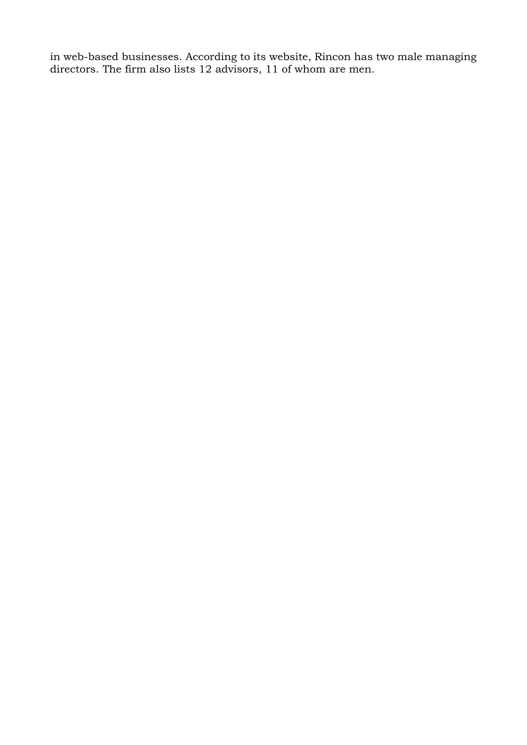in web-based businesses. According to its website, Rincon has two male managing directors. The firm also lists 12 advisors, 11 of whom are men.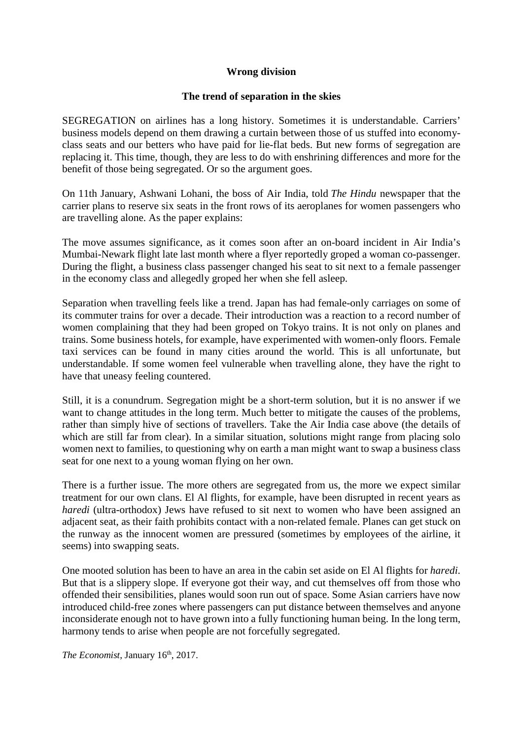**Wrong division**

**The trend of separation in the skies**

SEGREGATION on airlines has a long history. Sometimes it is understandable. Carriers' business models depend on them drawing a curtain between those of us stuffed into economy-class seats and our betters who have paid for lie-flat beds. But new forms of segregation are replacing it. This time, though, they are less to do with enshrining differences and more for the benefit of those being segregated. Or so the argument goes.

On 11th January, Ashwani Lohani, the boss of Air India, told *The Hindu* newspaper that the carrier plans to reserve six seats in the front rows of its aeroplanes for women passengers who are travelling alone. As the paper explains:

The move assumes significance, as it comes soon after an on-board incident in Air India's Mumbai-Newark flight late last month where a flyer reportedly groped a woman co-passenger. During the flight, a business class passenger changed his seat to sit next to a female passenger in the economy class and allegedly groped her when she fell asleep.

Separation when travelling feels like a trend. Japan has had female-only carriages on some of its commuter trains for over a decade. Their introduction was a reaction to a record number of women complaining that they had been groped on Tokyo trains. It is not only on planes and trains. Some business hotels, for example, have experimented with women-only floors. Female taxi services can be found in many cities around the world. This is all unfortunate, but understandable. If some women feel vulnerable when travelling alone, they have the right to have that uneasy feeling countered.

Still, it is a conundrum. Segregation might be a short-term solution, but it is no answer if we want to change attitudes in the long term. Much better to mitigate the causes of the problems, rather than simply hive of sections of travellers. Take the Air India case above (the details of which are still far from clear). In a similar situation, solutions might range from placing solo women next to families, to questioning why on earth a man might want to swap a business class seat for one next to a young woman flying on her own.

There is a further issue. The more others are segregated from us, the more we expect similar treatment for our own clans. El Al flights, for example, have been disrupted in recent years as *haredi* (ultra-orthodox) Jews have refused to sit next to women who have been assigned an adjacent seat, as their faith prohibits contact with a non-related female. Planes can get stuck on the runway as the innocent women are pressured (sometimes by employees of the airline, it seems) into swapping seats.

One mooted solution has been to have an area in the cabin set aside on El Al flights for *haredi*. But that is a slippery slope. If everyone got their way, and cut themselves off from those who offended their sensibilities, planes would soon run out of space. Some Asian carriers have now introduced child-free zones where passengers can put distance between themselves and anyone inconsiderate enough not to have grown into a fully functioning human being. In the long term, harmony tends to arise when people are not forcefully segregated.

*The Economist*, January 16th, 2017.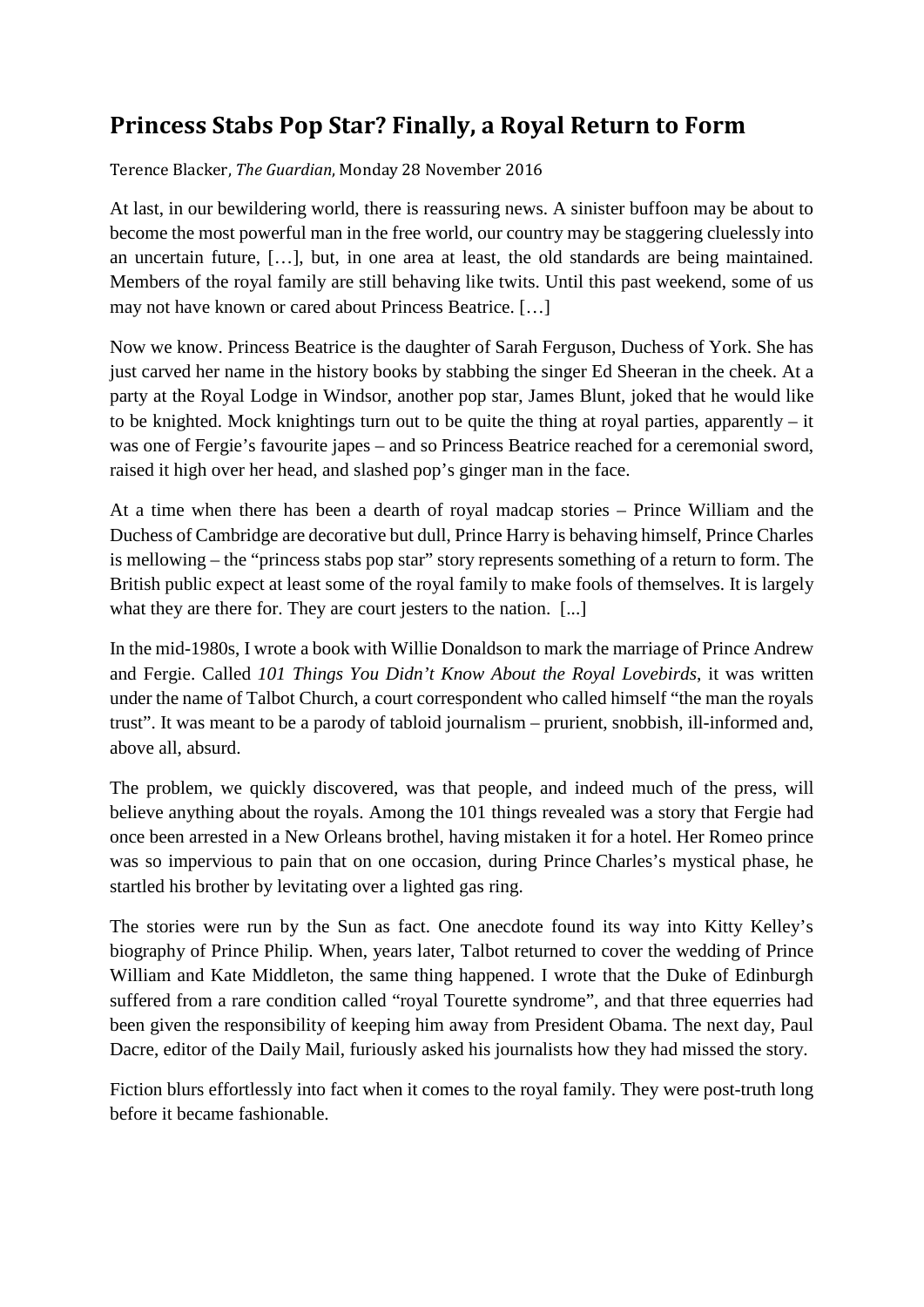## Princess Stabs Pop Star? Finally, a Royal Return to Form

Terence Blacker, *The Guardian*, Monday 28 November 2016

At last, in our bewildering world, there is reassuring news. A sinister buffoon may be about to become the most powerful man in the free world, our country may be staggering cluelessly into an uncertain future, […], but, in one area at least, the old standards are being maintained. Members of the royal family are still behaving like twits. Until this past weekend, some of us may not have known or cared about Princess Beatrice. […]

Now we know. Princess Beatrice is the daughter of Sarah Ferguson, Duchess of York. She has just carved her name in the history books by stabbing the singer Ed Sheeran in the cheek. At a party at the Royal Lodge in Windsor, another pop star, James Blunt, joked that he would like to be knighted. Mock knightings turn out to be quite the thing at royal parties, apparently – it was one of Fergie's favourite japes – and so Princess Beatrice reached for a ceremonial sword, raised it high over her head, and slashed pop's ginger man in the face.

At a time when there has been a dearth of royal madcap stories – Prince William and the Duchess of Cambridge are decorative but dull, Prince Harry is behaving himself, Prince Charles is mellowing – the "princess stabs pop star" story represents something of a return to form. The British public expect at least some of the royal family to make fools of themselves. It is largely what they are there for. They are court jesters to the nation. [...]

In the mid-1980s, I wrote a book with Willie Donaldson to mark the marriage of Prince Andrew and Fergie. Called *101 Things You Didn't Know About the Royal Lovebirds*, it was written under the name of Talbot Church, a court correspondent who called himself "the man the royals trust". It was meant to be a parody of tabloid journalism – prurient, snobbish, ill-informed and, above all, absurd.

The problem, we quickly discovered, was that people, and indeed much of the press, will believe anything about the royals. Among the 101 things revealed was a story that Fergie had once been arrested in a New Orleans brothel, having mistaken it for a hotel. Her Romeo prince was so impervious to pain that on one occasion, during Prince Charles's mystical phase, he startled his brother by levitating over a lighted gas ring.

The stories were run by the Sun as fact. One anecdote found its way into Kitty Kelley's biography of Prince Philip. When, years later, Talbot returned to cover the wedding of Prince William and Kate Middleton, the same thing happened. I wrote that the Duke of Edinburgh suffered from a rare condition called "royal Tourette syndrome", and that three equerries had been given the responsibility of keeping him away from President Obama. The next day, Paul Dacre, editor of the Daily Mail, furiously asked his journalists how they had missed the story.

Fiction blurs effortlessly into fact when it comes to the royal family. They were post-truth long before it became fashionable.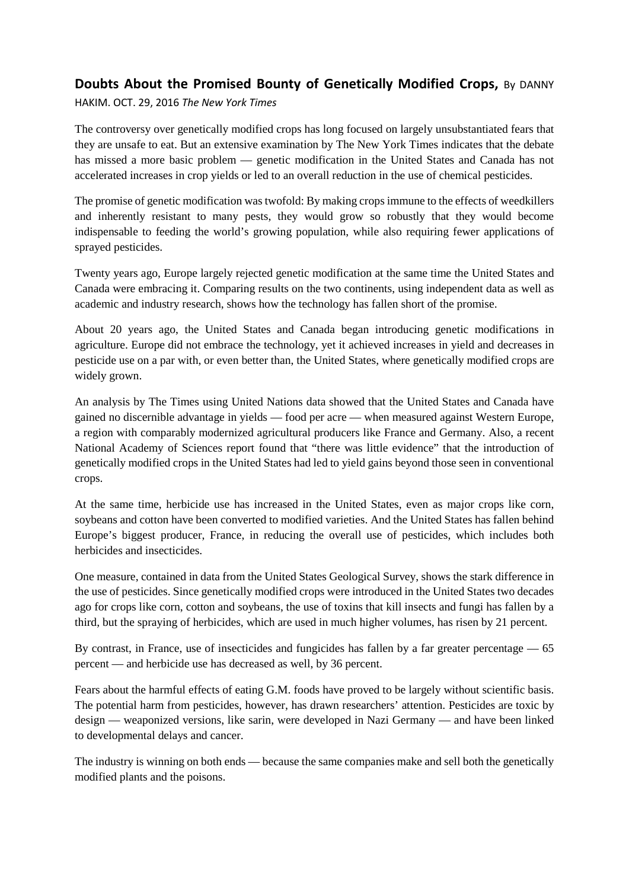**Doubts About the Promised Bounty of Genetically Modified Crops,** By DANNY HAKIM. OCT. 29, 2016 *The New York Times*

The controversy over genetically modified crops has long focused on largely unsubstantiated fears that they are unsafe to eat. But an extensive examination by The New York Times indicates that the debate has missed a more basic problem — genetic modification in the United States and Canada has not accelerated increases in crop yields or led to an overall reduction in the use of chemical pesticides.

The promise of genetic modification was twofold: By making crops immune to the effects of weedkillers and inherently resistant to many pests, they would grow so robustly that they would become indispensable to feeding the world's growing population, while also requiring fewer applications of sprayed pesticides.

Twenty years ago, Europe largely rejected genetic modification at the same time the United States and Canada were embracing it. Comparing results on the two continents, using independent data as well as academic and industry research, shows how the technology has fallen short of the promise.

About 20 years ago, the United States and Canada began introducing genetic modifications in agriculture. Europe did not embrace the technology, yet it achieved increases in yield and decreases in pesticide use on a par with, or even better than, the United States, where genetically modified crops are widely grown.

An analysis by The Times using United Nations data showed that the United States and Canada have gained no discernible advantage in yields — food per acre — when measured against Western Europe, a region with comparably modernized agricultural producers like France and Germany. Also, a recent National Academy of Sciences report found that "there was little evidence" that the introduction of genetically modified crops in the United States had led to yield gains beyond those seen in conventional crops.

At the same time, herbicide use has increased in the United States, even as major crops like corn, soybeans and cotton have been converted to modified varieties. And the United States has fallen behind Europe's biggest producer, France, in reducing the overall use of pesticides, which includes both herbicides and insecticides.

One measure, contained in data from the United States Geological Survey, shows the stark difference in the use of pesticides. Since genetically modified crops were introduced in the United States two decades ago for crops like corn, cotton and soybeans, the use of toxins that kill insects and fungi has fallen by a third, but the spraying of herbicides, which are used in much higher volumes, has risen by 21 percent.

By contrast, in France, use of insecticides and fungicides has fallen by a far greater percentage — 65 percent — and herbicide use has decreased as well, by 36 percent.

Fears about the harmful effects of eating G.M. foods have proved to be largely without scientific basis. The potential harm from pesticides, however, has drawn researchers' attention. Pesticides are toxic by design — weaponized versions, like sarin, were developed in Nazi Germany — and have been linked to developmental delays and cancer.

The industry is winning on both ends — because the same companies make and sell both the genetically modified plants and the poisons.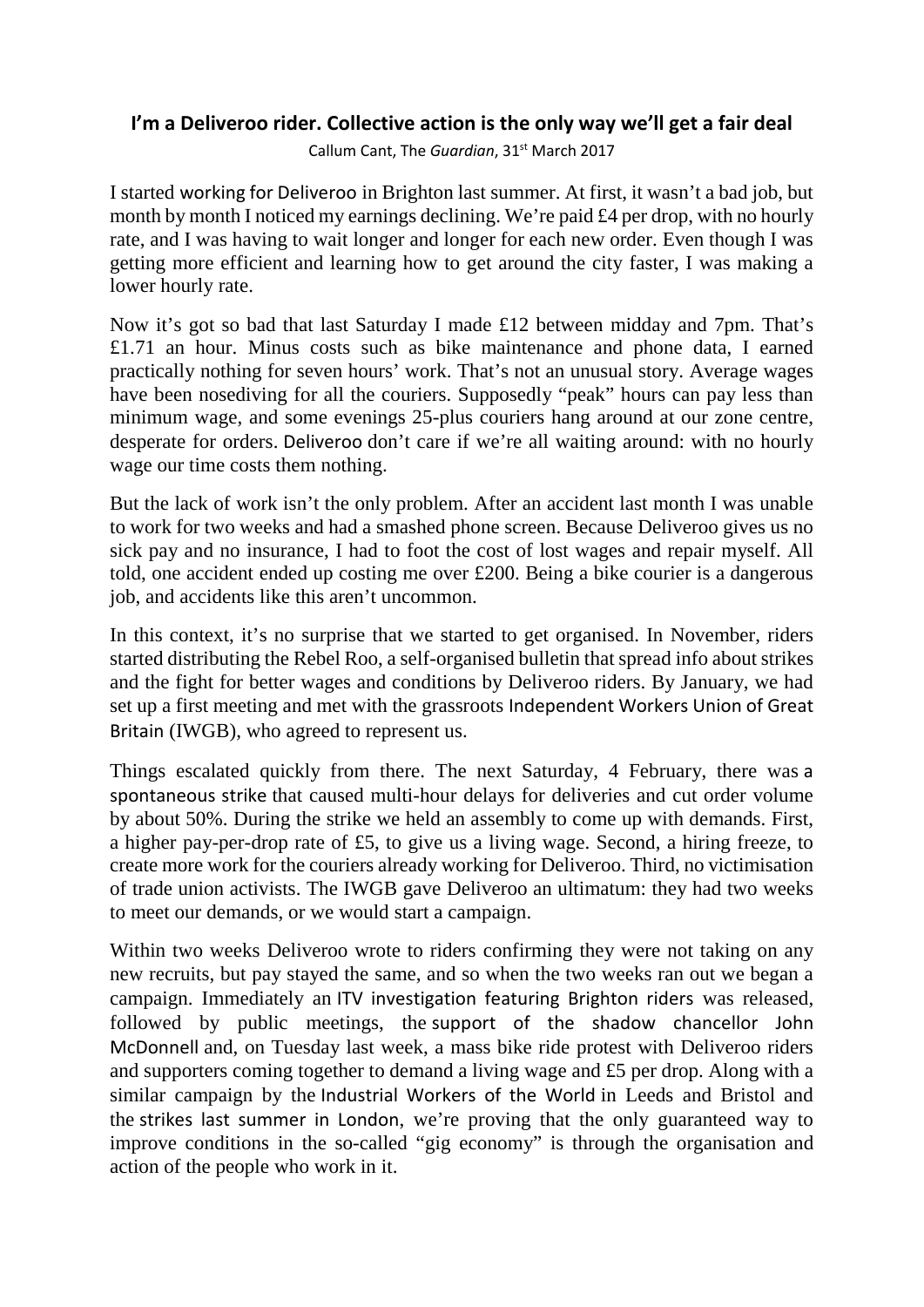# I'm a Deliveroo rider. Collective action is the only way we'll get a fair deal

Callum Cant, The *Guardian*, 31st March 2017

I started working for Deliveroo in Brighton last summer. At first, it wasn't a bad job, but month by month I noticed my earnings declining. We're paid £4 per drop, with no hourly rate, and I was having to wait longer and longer for each new order. Even though I was getting more efficient and learning how to get around the city faster, I was making a lower hourly rate.

Now it's got so bad that last Saturday I made £12 between midday and 7pm. That's £1.71 an hour. Minus costs such as bike maintenance and phone data, I earned practically nothing for seven hours' work. That's not an unusual story. Average wages have been nosediving for all the couriers. Supposedly "peak" hours can pay less than minimum wage, and some evenings 25-plus couriers hang around at our zone centre, desperate for orders. Deliveroo don't care if we're all waiting around: with no hourly wage our time costs them nothing.

But the lack of work isn't the only problem. After an accident last month I was unable to work for two weeks and had a smashed phone screen. Because Deliveroo gives us no sick pay and no insurance, I had to foot the cost of lost wages and repair myself. All told, one accident ended up costing me over £200. Being a bike courier is a dangerous job, and accidents like this aren't uncommon.

In this context, it's no surprise that we started to get organised. In November, riders started distributing the Rebel Roo, a self-organised bulletin that spread info about strikes and the fight for better wages and conditions by Deliveroo riders. By January, we had set up a first meeting and met with the grassroots Independent Workers Union of Great Britain (IWGB), who agreed to represent us.

Things escalated quickly from there. The next Saturday, 4 February, there was a spontaneous strike that caused multi-hour delays for deliveries and cut order volume by about 50%. During the strike we held an assembly to come up with demands. First, a higher pay-per-drop rate of £5, to give us a living wage. Second, a hiring freeze, to create more work for the couriers already working for Deliveroo. Third, no victimisation of trade union activists. The IWGB gave Deliveroo an ultimatum: they had two weeks to meet our demands, or we would start a campaign.

Within two weeks Deliveroo wrote to riders confirming they were not taking on any new recruits, but pay stayed the same, and so when the two weeks ran out we began a campaign. Immediately an ITV investigation featuring Brighton riders was released, followed by public meetings, the support of the shadow chancellor John McDonnell and, on Tuesday last week, a mass bike ride protest with Deliveroo riders and supporters coming together to demand a living wage and £5 per drop. Along with a similar campaign by the Industrial Workers of the World in Leeds and Bristol and the strikes last summer in London, we're proving that the only guaranteed way to improve conditions in the so-called "gig economy" is through the organisation and action of the people who work in it.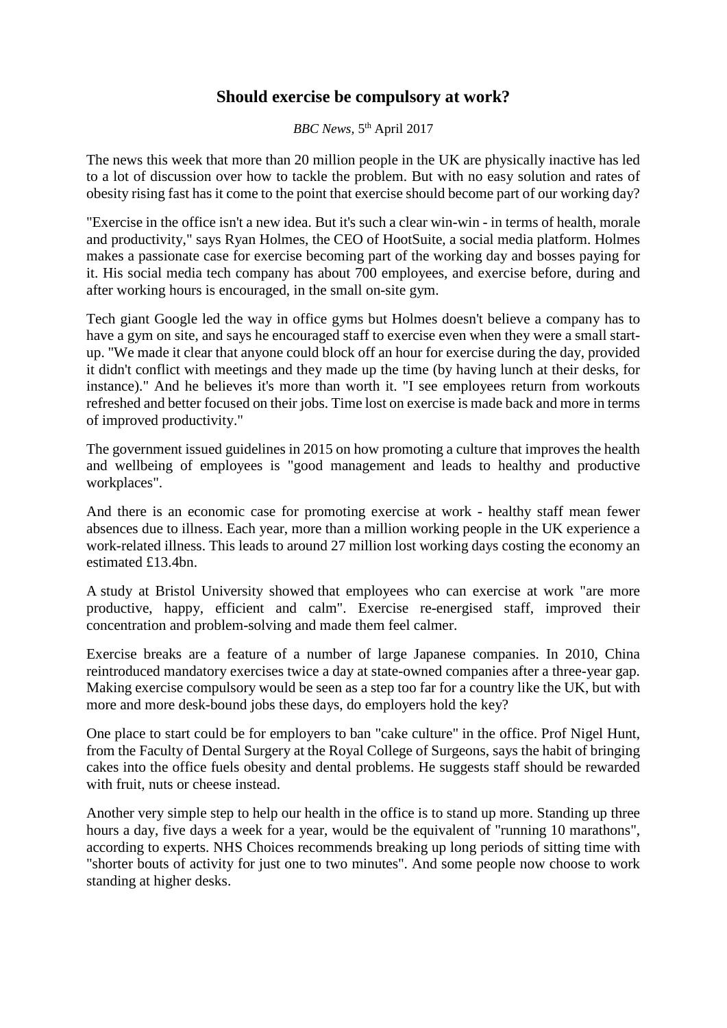# Should exercise be compulsory at work?

*BBC News*, 5th April 2017

The news this week that more than 20 million people in the UK are physically inactive has led to a lot of discussion over how to tackle the problem. But with no easy solution and rates of obesity rising fast has it come to the point that exercise should become part of our working day?

"Exercise in the office isn't a new idea. But it's such a clear win-win - in terms of health, morale and productivity," says Ryan Holmes, the CEO of HootSuite, a social media platform. Holmes makes a passionate case for exercise becoming part of the working day and bosses paying for it. His social media tech company has about 700 employees, and exercise before, during and after working hours is encouraged, in the small on-site gym.

Tech giant Google led the way in office gyms but Holmes doesn't believe a company has to have a gym on site, and says he encouraged staff to exercise even when they were a small start-up. "We made it clear that anyone could block off an hour for exercise during the day, provided it didn't conflict with meetings and they made up the time (by having lunch at their desks, for instance)." And he believes it's more than worth it. "I see employees return from workouts refreshed and better focused on their jobs. Time lost on exercise is made back and more in terms of improved productivity."

The government issued guidelines in 2015 on how promoting a culture that improves the health and wellbeing of employees is "good management and leads to healthy and productive workplaces".

And there is an economic case for promoting exercise at work - healthy staff mean fewer absences due to illness. Each year, more than a million working people in the UK experience a work-related illness. This leads to around 27 million lost working days costing the economy an estimated £13.4bn.

A study at Bristol University showed that employees who can exercise at work "are more productive, happy, efficient and calm". Exercise re-energised staff, improved their concentration and problem-solving and made them feel calmer.

Exercise breaks are a feature of a number of large Japanese companies. In 2010, China reintroduced mandatory exercises twice a day at state-owned companies after a three-year gap. Making exercise compulsory would be seen as a step too far for a country like the UK, but with more and more desk-bound jobs these days, do employers hold the key?

One place to start could be for employers to ban "cake culture" in the office. Prof Nigel Hunt, from the Faculty of Dental Surgery at the Royal College of Surgeons, says the habit of bringing cakes into the office fuels obesity and dental problems. He suggests staff should be rewarded with fruit, nuts or cheese instead.

Another very simple step to help our health in the office is to stand up more. Standing up three hours a day, five days a week for a year, would be the equivalent of "running 10 marathons", according to experts. NHS Choices recommends breaking up long periods of sitting time with "shorter bouts of activity for just one to two minutes". And some people now choose to work standing at higher desks.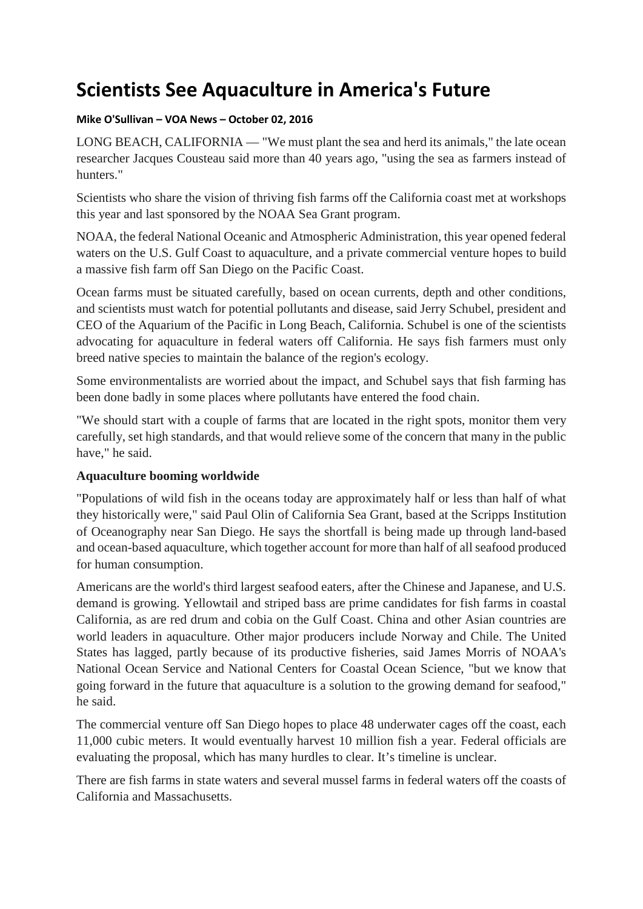# Scientists See Aquaculture in America's Future

**Mike O'Sullivan – VOA News – October 02, 2016**

LONG BEACH, CALIFORNIA — "We must plant the sea and herd its animals," the late ocean researcher Jacques Cousteau said more than 40 years ago, "using the sea as farmers instead of hunters."

Scientists who share the vision of thriving fish farms off the California coast met at workshops this year and last sponsored by the NOAA Sea Grant program.

NOAA, the federal National Oceanic and Atmospheric Administration, this year opened federal waters on the U.S. Gulf Coast to aquaculture, and a private commercial venture hopes to build a massive fish farm off San Diego on the Pacific Coast.

Ocean farms must be situated carefully, based on ocean currents, depth and other conditions, and scientists must watch for potential pollutants and disease, said Jerry Schubel, president and CEO of the Aquarium of the Pacific in Long Beach, California. Schubel is one of the scientists advocating for aquaculture in federal waters off California. He says fish farmers must only breed native species to maintain the balance of the region's ecology.

Some environmentalists are worried about the impact, and Schubel says that fish farming has been done badly in some places where pollutants have entered the food chain.

"We should start with a couple of farms that are located in the right spots, monitor them very carefully, set high standards, and that would relieve some of the concern that many in the public have," he said.

**Aquaculture booming worldwide**

"Populations of wild fish in the oceans today are approximately half or less than half of what they historically were," said Paul Olin of California Sea Grant, based at the Scripps Institution of Oceanography near San Diego. He says the shortfall is being made up through land-based and ocean-based aquaculture, which together account for more than half of all seafood produced for human consumption.

Americans are the world's third largest seafood eaters, after the Chinese and Japanese, and U.S. demand is growing. Yellowtail and striped bass are prime candidates for fish farms in coastal California, as are red drum and cobia on the Gulf Coast. China and other Asian countries are world leaders in aquaculture. Other major producers include Norway and Chile. The United States has lagged, partly because of its productive fisheries, said James Morris of NOAA's National Ocean Service and National Centers for Coastal Ocean Science, "but we know that going forward in the future that aquaculture is a solution to the growing demand for seafood," he said.

The commercial venture off San Diego hopes to place 48 underwater cages off the coast, each 11,000 cubic meters. It would eventually harvest 10 million fish a year. Federal officials are evaluating the proposal, which has many hurdles to clear. It's timeline is unclear.

There are fish farms in state waters and several mussel farms in federal waters off the coasts of California and Massachusetts.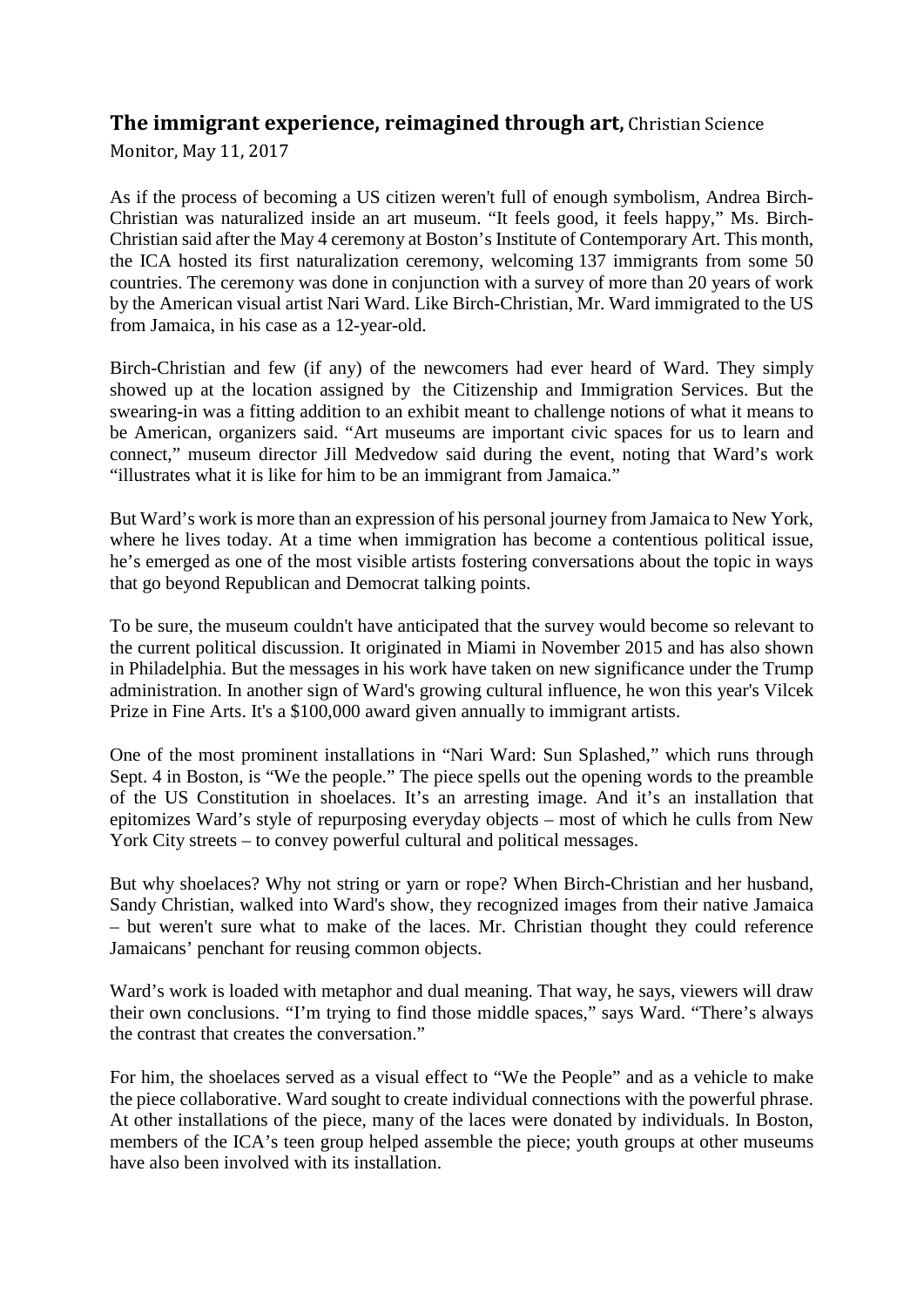**The immigrant experience, reimagined through art,** Christian Science Monitor, May 11, 2017

As if the process of becoming a US citizen weren't full of enough symbolism, Andrea Birch-Christian was naturalized inside an art museum. “It feels good, it feels happy,” Ms. Birch-Christian said after the May 4 ceremony at Boston’s Institute of Contemporary Art. This month, the ICA hosted its first naturalization ceremony, welcoming 137 immigrants from some 50 countries. The ceremony was done in conjunction with a survey of more than 20 years of work by the American visual artist Nari Ward. Like Birch-Christian, Mr. Ward immigrated to the US from Jamaica, in his case as a 12-year-old.

Birch-Christian and few (if any) of the newcomers had ever heard of Ward. They simply showed up at the location assigned by the Citizenship and Immigration Services. But the swearing-in was a fitting addition to an exhibit meant to challenge notions of what it means to be American, organizers said. “Art museums are important civic spaces for us to learn and connect,” museum director Jill Medvedow said during the event, noting that Ward’s work “illustrates what it is like for him to be an immigrant from Jamaica.”

But Ward’s work is more than an expression of his personal journey from Jamaica to New York, where he lives today. At a time when immigration has become a contentious political issue, he’s emerged as one of the most visible artists fostering conversations about the topic in ways that go beyond Republican and Democrat talking points.

To be sure, the museum couldn't have anticipated that the survey would become so relevant to the current political discussion. It originated in Miami in November 2015 and has also shown in Philadelphia. But the messages in his work have taken on new significance under the Trump administration. In another sign of Ward's growing cultural influence, he won this year's Vilcek Prize in Fine Arts. It's a $100,000 award given annually to immigrant artists.

One of the most prominent installations in “Nari Ward: Sun Splashed,” which runs through Sept. 4 in Boston, is “We the people.” The piece spells out the opening words to the preamble of the US Constitution in shoelaces. It’s an arresting image. And it’s an installation that epitomizes Ward’s style of repurposing everyday objects – most of which he culls from New York City streets – to convey powerful cultural and political messages.

But why shoelaces? Why not string or yarn or rope? When Birch-Christian and her husband, Sandy Christian, walked into Ward's show, they recognized images from their native Jamaica – but weren't sure what to make of the laces. Mr. Christian thought they could reference Jamaicans’ penchant for reusing common objects.

Ward’s work is loaded with metaphor and dual meaning. That way, he says, viewers will draw their own conclusions. “I’m trying to find those middle spaces,” says Ward. “There’s always the contrast that creates the conversation.”

For him, the shoelaces served as a visual effect to “We the People” and as a vehicle to make the piece collaborative. Ward sought to create individual connections with the powerful phrase. At other installations of the piece, many of the laces were donated by individuals. In Boston, members of the ICA’s teen group helped assemble the piece; youth groups at other museums have also been involved with its installation.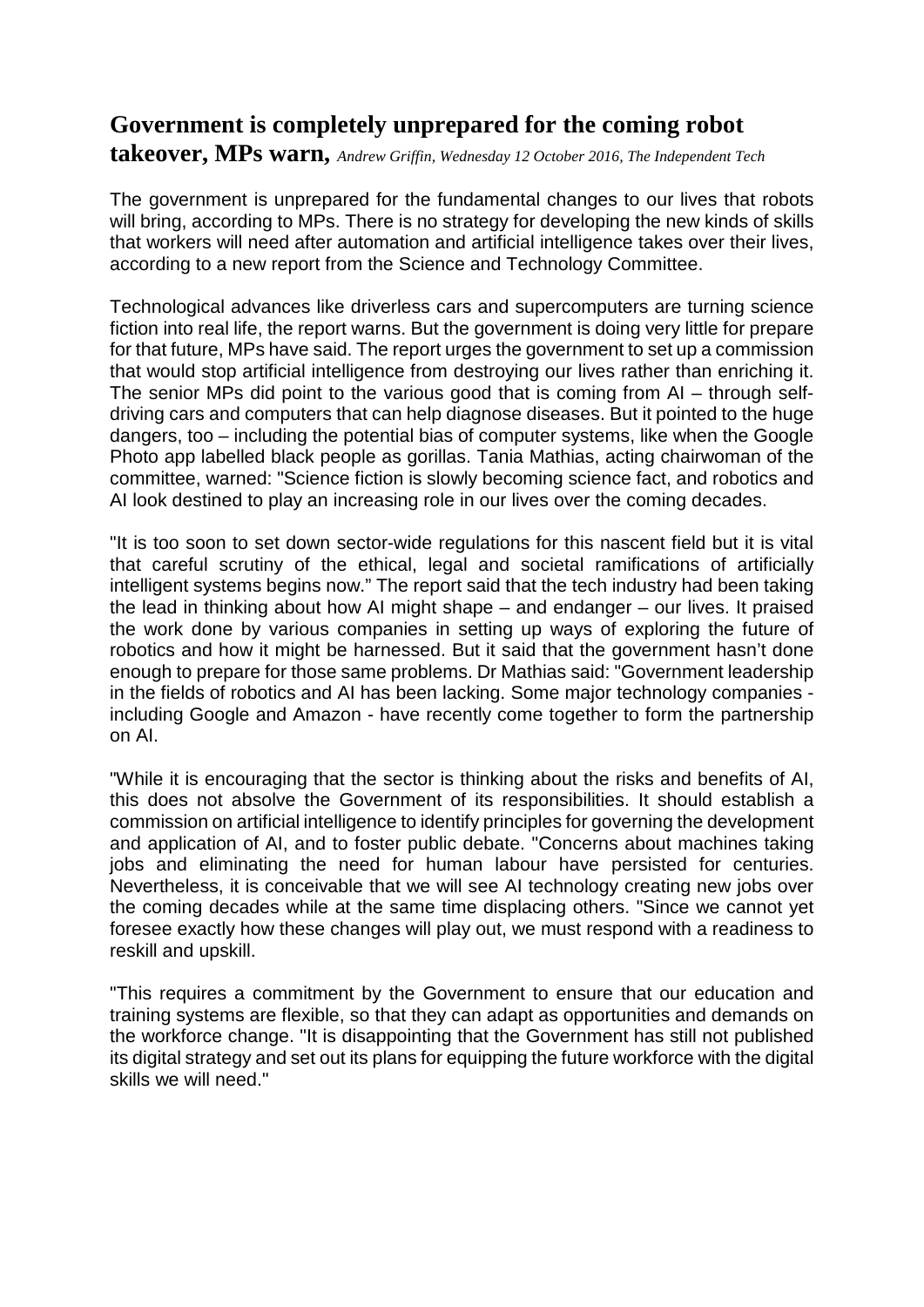## Government is completely unprepared for the coming robot takeover, MPs warn, *Andrew Griffin, Wednesday 12 October 2016, The Independent Tech*

The government is unprepared for the fundamental changes to our lives that robots will bring, according to MPs. There is no strategy for developing the new kinds of skills that workers will need after automation and artificial intelligence takes over their lives, according to a new report from the Science and Technology Committee.

Technological advances like driverless cars and supercomputers are turning science fiction into real life, the report warns. But the government is doing very little for prepare for that future, MPs have said. The report urges the government to set up a commission that would stop artificial intelligence from destroying our lives rather than enriching it. The senior MPs did point to the various good that is coming from AI – through self-driving cars and computers that can help diagnose diseases. But it pointed to the huge dangers, too – including the potential bias of computer systems, like when the Google Photo app labelled black people as gorillas. Tania Mathias, acting chairwoman of the committee, warned: "Science fiction is slowly becoming science fact, and robotics and AI look destined to play an increasing role in our lives over the coming decades.

"It is too soon to set down sector-wide regulations for this nascent field but it is vital that careful scrutiny of the ethical, legal and societal ramifications of artificially intelligent systems begins now." The report said that the tech industry had been taking the lead in thinking about how AI might shape – and endanger – our lives. It praised the work done by various companies in setting up ways of exploring the future of robotics and how it might be harnessed. But it said that the government hasn't done enough to prepare for those same problems. Dr Mathias said: "Government leadership in the fields of robotics and AI has been lacking. Some major technology companies - including Google and Amazon - have recently come together to form the partnership on AI.

"While it is encouraging that the sector is thinking about the risks and benefits of AI, this does not absolve the Government of its responsibilities. It should establish a commission on artificial intelligence to identify principles for governing the development and application of AI, and to foster public debate. "Concerns about machines taking jobs and eliminating the need for human labour have persisted for centuries. Nevertheless, it is conceivable that we will see AI technology creating new jobs over the coming decades while at the same time displacing others. "Since we cannot yet foresee exactly how these changes will play out, we must respond with a readiness to reskill and upskill.

"This requires a commitment by the Government to ensure that our education and training systems are flexible, so that they can adapt as opportunities and demands on the workforce change. "It is disappointing that the Government has still not published its digital strategy and set out its plans for equipping the future workforce with the digital skills we will need."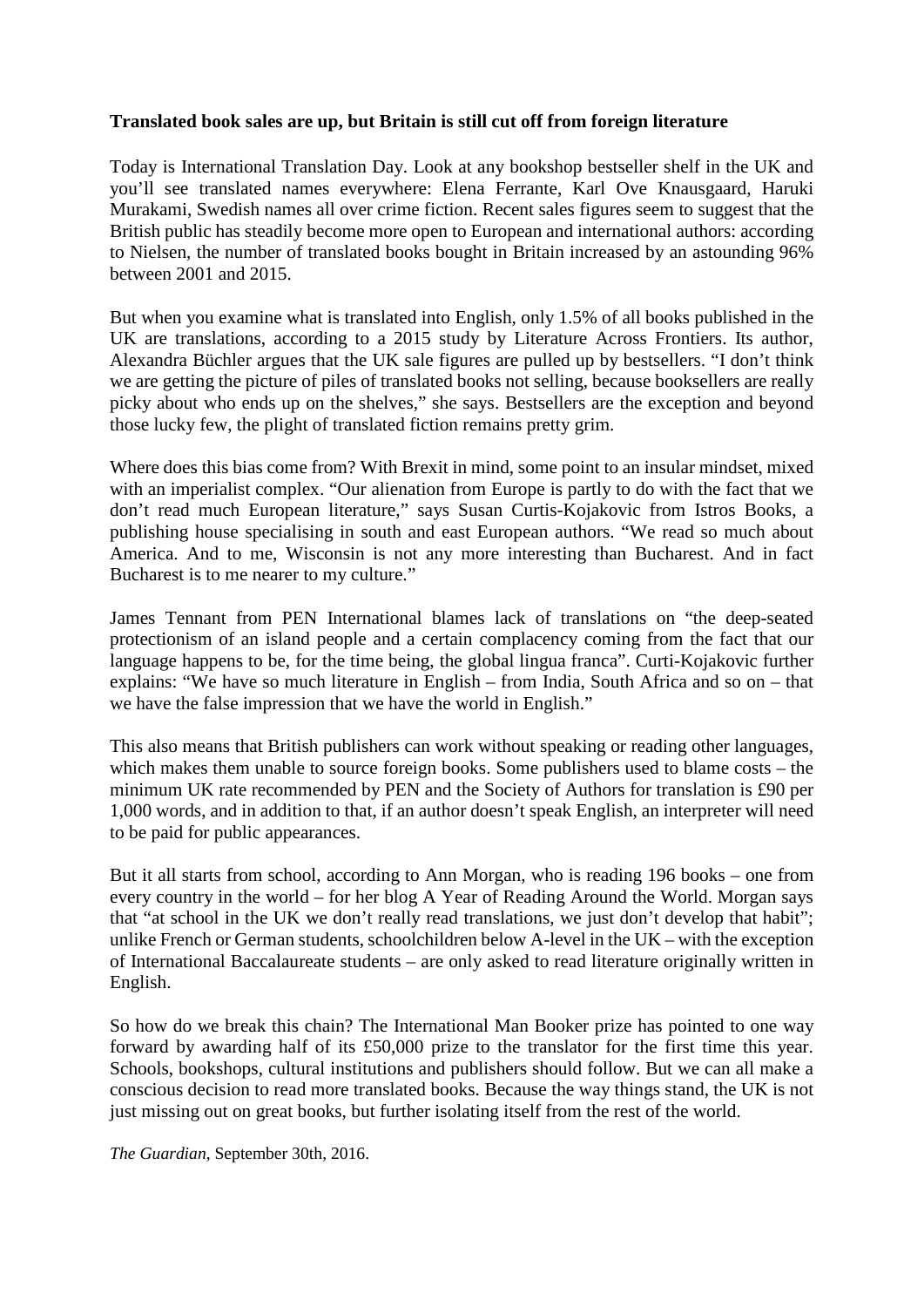**Translated book sales are up, but Britain is still cut off from foreign literature**

Today is International Translation Day. Look at any bookshop bestseller shelf in the UK and you'll see translated names everywhere: Elena Ferrante, Karl Ove Knausgaard, Haruki Murakami, Swedish names all over crime fiction. Recent sales figures seem to suggest that the British public has steadily become more open to European and international authors: according to Nielsen, the number of translated books bought in Britain increased by an astounding 96% between 2001 and 2015.

But when you examine what is translated into English, only 1.5% of all books published in the UK are translations, according to a 2015 study by Literature Across Frontiers. Its author, Alexandra Büchler argues that the UK sale figures are pulled up by bestsellers. "I don't think we are getting the picture of piles of translated books not selling, because booksellers are really picky about who ends up on the shelves," she says. Bestsellers are the exception and beyond those lucky few, the plight of translated fiction remains pretty grim.

Where does this bias come from? With Brexit in mind, some point to an insular mindset, mixed with an imperialist complex. "Our alienation from Europe is partly to do with the fact that we don't read much European literature," says Susan Curtis-Kojakovic from Istros Books, a publishing house specialising in south and east European authors. "We read so much about America. And to me, Wisconsin is not any more interesting than Bucharest. And in fact Bucharest is to me nearer to my culture."

James Tennant from PEN International blames lack of translations on "the deep-seated protectionism of an island people and a certain complacency coming from the fact that our language happens to be, for the time being, the global lingua franca". Curti-Kojakovic further explains: "We have so much literature in English – from India, South Africa and so on – that we have the false impression that we have the world in English."

This also means that British publishers can work without speaking or reading other languages, which makes them unable to source foreign books. Some publishers used to blame costs – the minimum UK rate recommended by PEN and the Society of Authors for translation is £90 per 1,000 words, and in addition to that, if an author doesn't speak English, an interpreter will need to be paid for public appearances.

But it all starts from school, according to Ann Morgan, who is reading 196 books – one from every country in the world – for her blog A Year of Reading Around the World. Morgan says that "at school in the UK we don't really read translations, we just don't develop that habit"; unlike French or German students, schoolchildren below A-level in the UK – with the exception of International Baccalaureate students – are only asked to read literature originally written in English.

So how do we break this chain? The International Man Booker prize has pointed to one way forward by awarding half of its £50,000 prize to the translator for the first time this year. Schools, bookshops, cultural institutions and publishers should follow. But we can all make a conscious decision to read more translated books. Because the way things stand, the UK is not just missing out on great books, but further isolating itself from the rest of the world.

*The Guardian*, September 30th, 2016.